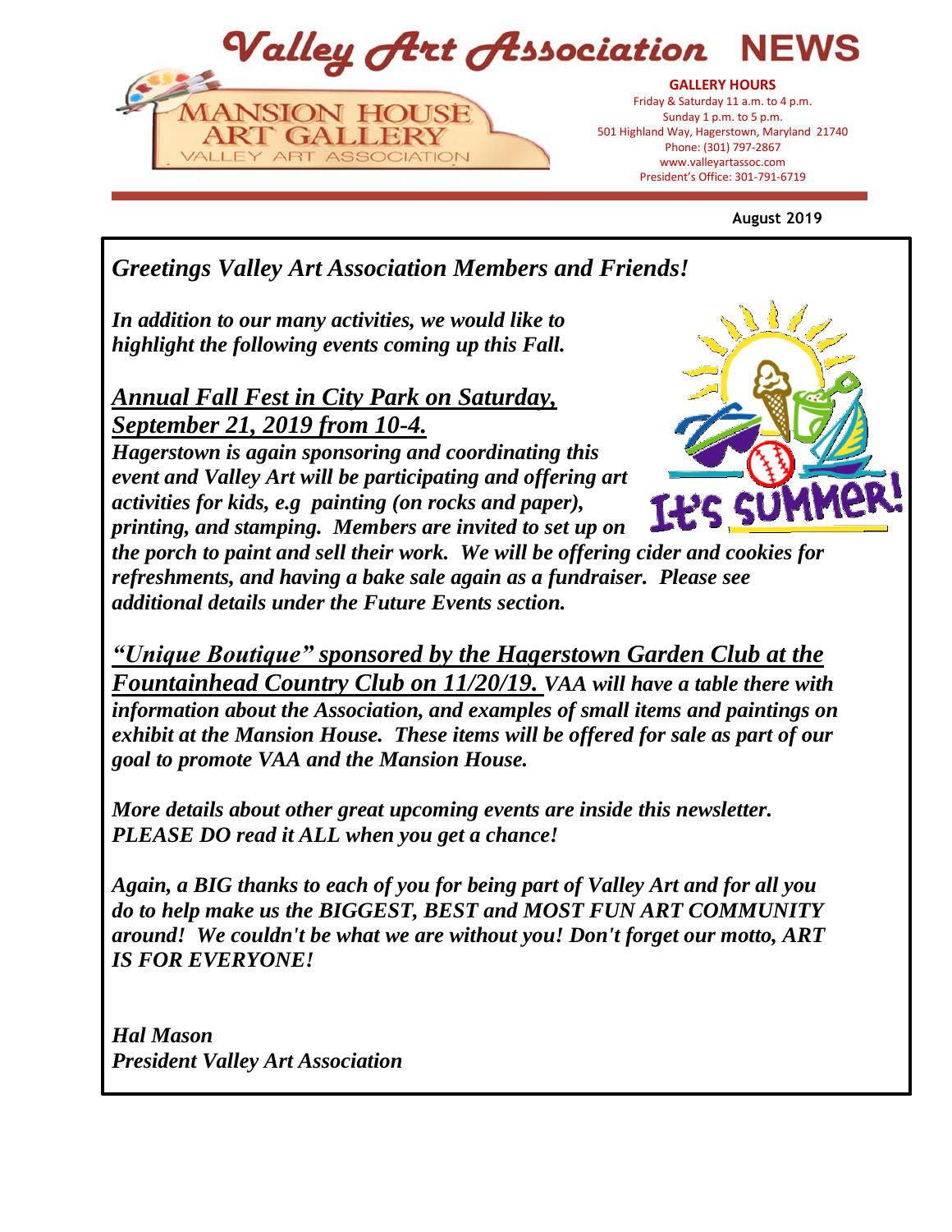# Valley Art Association NEWS

MANSION HOUSE ART GALLERY
VALLEY ART ASSOCIATION

**GALLERY HOURS**
Friday & Saturday 11 a.m. to 4 p.m.
Sunday 1 p.m. to 5 p.m.
501 Highland Way, Hagerstown, Maryland 21740
Phone: (301) 797-2867
www.valleyartassoc.com
President's Office: 301-791-6719

**August 2019**

## *Greetings Valley Art Association Members and Friends!*

***In addition to our many activities, we would like to highlight the following events coming up this Fall.***

***Annual Fall Fest in City Park on Saturday, September 21, 2019 from 10-4.***
***Hagerstown is again sponsoring and coordinating this event and Valley Art will be participating and offering art activities for kids, e.g painting (on rocks and paper), printing, and stamping. Members are invited to set up on the porch to paint and sell their work. We will be offering cider and cookies for refreshments, and having a bake sale again as a fundraiser. Please see additional details under the Future Events section.***

***"Unique Boutique" sponsored by the Hagerstown Garden Club at the Fountainhead Country Club on 11/20/19.*** ***VAA will have a table there with information about the Association, and examples of small items and paintings on exhibit at the Mansion House. These items will be offered for sale as part of our goal to promote VAA and the Mansion House.***

***More details about other great upcoming events are inside this newsletter. PLEASE DO read it ALL when you get a chance!***

***Again, a BIG thanks to each of you for being part of Valley Art and for all you do to help make us the BIGGEST, BEST and MOST FUN ART COMMUNITY around! We couldn't be what we are without you! Don't forget our motto, ART IS FOR EVERYONE!***

***Hal Mason***
***President Valley Art Association***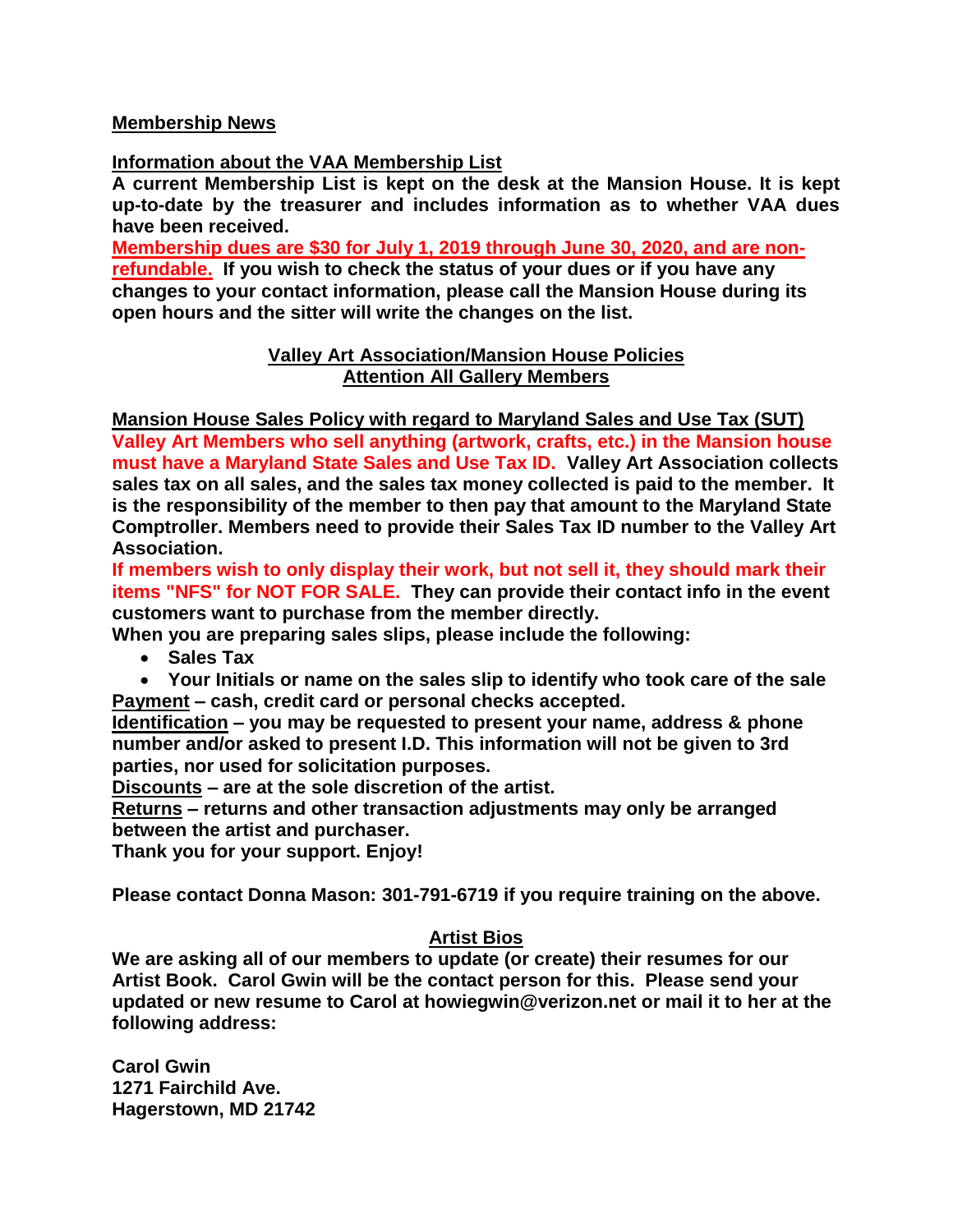## Membership News

### Information about the VAA Membership List

**A current Membership List is kept on the desk at the Mansion House. It is kept up-to-date by the treasurer and includes information as to whether VAA dues have been received.**

**Membership dues are $30 for July 1, 2019 through June 30, 2020, and are non-refundable. If you wish to check the status of your dues or if you have any changes to your contact information, please call the Mansion House during its open hours and the sitter will write the changes on the list.**

## Valley Art Association/Mansion House Policies
## Attention All Gallery Members

### Mansion House Sales Policy with regard to Maryland Sales and Use Tax (SUT)

**Valley Art Members who sell anything (artwork, crafts, etc.) in the Mansion house must have a Maryland State Sales and Use Tax ID. Valley Art Association collects sales tax on all sales, and the sales tax money collected is paid to the member. It is the responsibility of the member to then pay that amount to the Maryland State Comptroller. Members need to provide their Sales Tax ID number to the Valley Art Association.**

**If members wish to only display their work, but not sell it, they should mark their items "NFS" for NOT FOR SALE. They can provide their contact info in the event customers want to purchase from the member directly.**

**When you are preparing sales slips, please include the following:**

- **Sales Tax**
- **Your Initials or name on the sales slip to identify who took care of the sale**

**Payment – cash, credit card or personal checks accepted.**

**Identification – you may be requested to present your name, address & phone number and/or asked to present I.D. This information will not be given to 3rd parties, nor used for solicitation purposes.**

**Discounts – are at the sole discretion of the artist.**

**Returns – returns and other transaction adjustments may only be arranged between the artist and purchaser.**

**Thank you for your support. Enjoy!**

**Please contact Donna Mason: 301-791-6719 if you require training on the above.**

## Artist Bios

**We are asking all of our members to update (or create) their resumes for our Artist Book. Carol Gwin will be the contact person for this. Please send your updated or new resume to Carol at howiegwin@verizon.net or mail it to her at the following address:**

**Carol Gwin**
**1271 Fairchild Ave.**
**Hagerstown, MD 21742**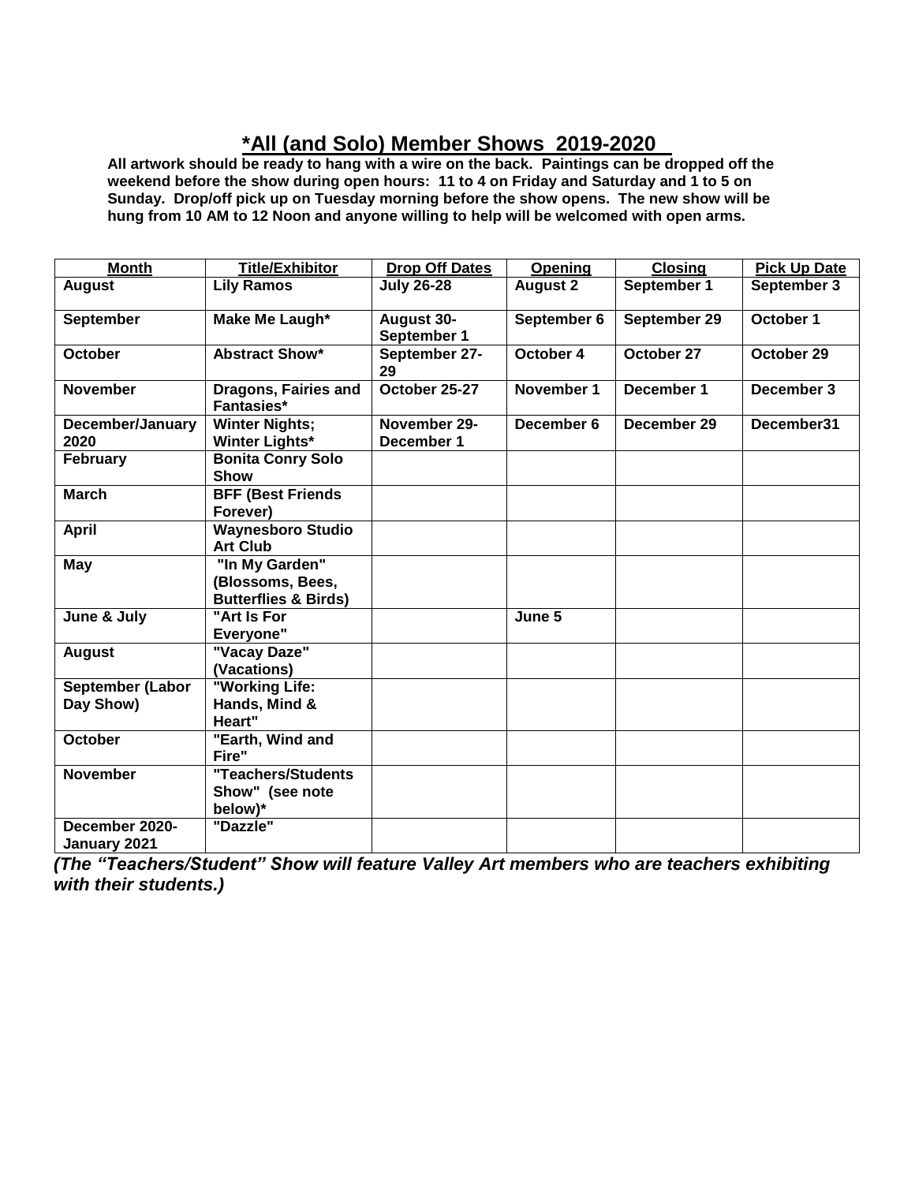# *All (and Solo) Member Shows 2019-2020

**All artwork should be ready to hang with a wire on the back. Paintings can be dropped off the weekend before the show during open hours: 11 to 4 on Friday and Saturday and 1 to 5 on Sunday. Drop/off pick up on Tuesday morning before the show opens. The new show will be hung from 10 AM to 12 Noon and anyone willing to help will be welcomed with open arms.**

| Month | Title/Exhibitor | Drop Off Dates | Opening | Closing | Pick Up Date |
|---|---|---|---|---|---|
| August | Lily Ramos | July 26-28 | August 2 | September 1 | September 3 |
| September | Make Me Laugh* | August 30- September 1 | September 6 | September 29 | October 1 |
| October | Abstract Show* | September 27-29 | October 4 | October 27 | October 29 |
| November | Dragons, Fairies and Fantasies* | October 25-27 | November 1 | December 1 | December 3 |
| December/January 2020 | Winter Nights; Winter Lights* | November 29- December 1 | December 6 | December 29 | December31 |
| February | Bonita Conry Solo Show | | | | |
| March | BFF (Best Friends Forever) | | | | |
| April | Waynesboro Studio Art Club | | | | |
| May | "In My Garden" (Blossoms, Bees, Butterflies & Birds) | | | | |
| June & July | "Art Is For Everyone" | | June 5 | | |
| August | "Vacay Daze" (Vacations) | | | | |
| September (Labor Day Show) | "Working Life: Hands, Mind & Heart" | | | | |
| October | "Earth, Wind and Fire" | | | | |
| November | "Teachers/Students Show" (see note below)* | | | | |
| December 2020- January 2021 | "Dazzle" | | | | |

***(The "Teachers/Student" Show will feature Valley Art members who are teachers exhibiting with their students.)***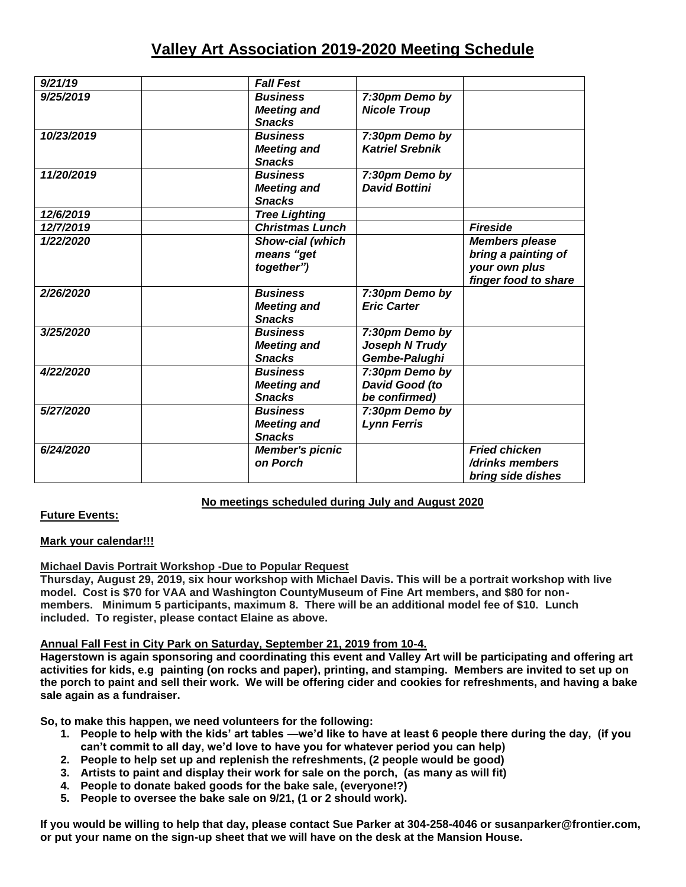# Valley Art Association 2019-2020 Meeting Schedule

| | | | | |
|---|---|---|---|---|
| *9/21/19* | | *Fall Fest* | | |
| *9/25/2019* | | *Business Meeting and Snacks* | *7:30pm Demo by Nicole Troup* | |
| *10/23/2019* | | *Business Meeting and Snacks* | *7:30pm Demo by Katriel Srebnik* | |
| *11/20/2019* | | *Business Meeting and Snacks* | *7:30pm Demo by David Bottini* | |
| *12/6/2019* | | *Tree Lighting* | | |
| *12/7/2019* | | *Christmas Lunch* | | *Fireside* |
| *1/22/2020* | | *Show-cial (which means "get together")* | | *Members please bring a painting of your own plus finger food to share* |
| *2/26/2020* | | *Business Meeting and Snacks* | *7:30pm Demo by Eric Carter* | |
| *3/25/2020* | | *Business Meeting and Snacks* | *7:30pm Demo by Joseph N Trudy Gembe-Palughi* | |
| *4/22/2020* | | *Business Meeting and Snacks* | *7:30pm Demo by David Good (to be confirmed)* | |
| *5/27/2020* | | *Business Meeting and Snacks* | *7:30pm Demo by Lynn Ferris* | |
| *6/24/2020* | | *Member's picnic on Porch* | | *Fried chicken /drinks members bring side dishes* |

**No meetings scheduled during July and August 2020**

**Future Events:**

**Mark your calendar!!!**

**Michael Davis Portrait Workshop -Due to Popular Request**

**Thursday, August 29, 2019, six hour workshop with Michael Davis. This will be a portrait workshop with live model. Cost is $70 for VAA and Washington CountyMuseum of Fine Art members, and $80 for non-members. Minimum 5 participants, maximum 8. There will be an additional model fee of $10. Lunch included. To register, please contact Elaine as above.**

**Annual Fall Fest in City Park on Saturday, September 21, 2019 from 10-4.**

**Hagerstown is again sponsoring and coordinating this event and Valley Art will be participating and offering art activities for kids, e.g painting (on rocks and paper), printing, and stamping. Members are invited to set up on the porch to paint and sell their work. We will be offering cider and cookies for refreshments, and having a bake sale again as a fundraiser.**

**So, to make this happen, we need volunteers for the following:**

1. **People to help with the kids' art tables —we'd like to have at least 6 people there during the day, (if you can't commit to all day, we'd love to have you for whatever period you can help)**
2. **People to help set up and replenish the refreshments, (2 people would be good)**
3. **Artists to paint and display their work for sale on the porch, (as many as will fit)**
4. **People to donate baked goods for the bake sale, (everyone!?)**
5. **People to oversee the bake sale on 9/21, (1 or 2 should work).**

**If you would be willing to help that day, please contact Sue Parker at 304-258-4046 or susanparker@frontier.com, or put your name on the sign-up sheet that we will have on the desk at the Mansion House.**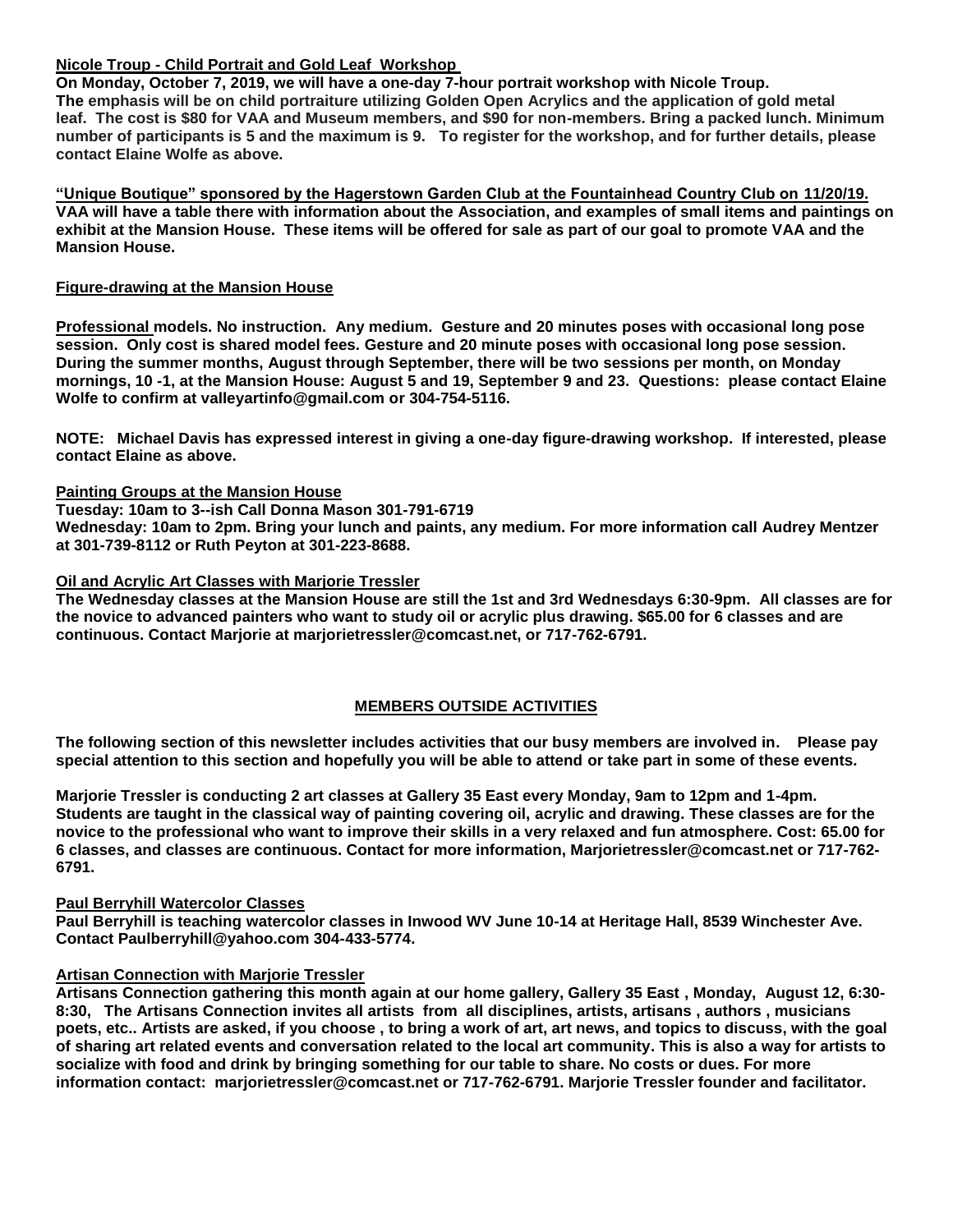**Nicole Troup - Child Portrait and Gold Leaf Workshop**

**On Monday, October 7, 2019, we will have a one-day 7-hour portrait workshop with Nicole Troup. The emphasis will be on child portraiture utilizing Golden Open Acrylics and the application of gold metal leaf. The cost is $80 for VAA and Museum members, and $90 for non-members. Bring a packed lunch. Minimum number of participants is 5 and the maximum is 9. To register for the workshop, and for further details, please contact Elaine Wolfe as above.**

**"Unique Boutique" sponsored by the Hagerstown Garden Club at the Fountainhead Country Club on 11/20/19.**
**VAA will have a table there with information about the Association, and examples of small items and paintings on exhibit at the Mansion House. These items will be offered for sale as part of our goal to promote VAA and the Mansion House.**

**Figure-drawing at the Mansion House**

**Professional models. No instruction. Any medium. Gesture and 20 minutes poses with occasional long pose session. Only cost is shared model fees. Gesture and 20 minute poses with occasional long pose session. During the summer months, August through September, there will be two sessions per month, on Monday mornings, 10 -1, at the Mansion House: August 5 and 19, September 9 and 23. Questions: please contact Elaine Wolfe to confirm at valleyartinfo@gmail.com or 304-754-5116.**

**NOTE: Michael Davis has expressed interest in giving a one-day figure-drawing workshop. If interested, please contact Elaine as above.**

**Painting Groups at the Mansion House**
**Tuesday: 10am to 3--ish Call Donna Mason 301-791-6719**
**Wednesday: 10am to 2pm. Bring your lunch and paints, any medium. For more information call Audrey Mentzer at 301-739-8112 or Ruth Peyton at 301-223-8688.**

**Oil and Acrylic Art Classes with Marjorie Tressler**
**The Wednesday classes at the Mansion House are still the 1st and 3rd Wednesdays 6:30-9pm. All classes are for the novice to advanced painters who want to study oil or acrylic plus drawing. $65.00 for 6 classes and are continuous. Contact Marjorie at marjorietressler@comcast.net, or 717-762-6791.**

## MEMBERS OUTSIDE ACTIVITIES

**The following section of this newsletter includes activities that our busy members are involved in. Please pay special attention to this section and hopefully you will be able to attend or take part in some of these events.**

**Marjorie Tressler is conducting 2 art classes at Gallery 35 East every Monday, 9am to 12pm and 1-4pm. Students are taught in the classical way of painting covering oil, acrylic and drawing. These classes are for the novice to the professional who want to improve their skills in a very relaxed and fun atmosphere. Cost: 65.00 for 6 classes, and classes are continuous. Contact for more information, Marjorietressler@comcast.net or 717-762-6791.**

**Paul Berryhill Watercolor Classes**
**Paul Berryhill is teaching watercolor classes in Inwood WV June 10-14 at Heritage Hall, 8539 Winchester Ave. Contact Paulberryhill@yahoo.com 304-433-5774.**

**Artisan Connection with Marjorie Tressler**
**Artisans Connection gathering this month again at our home gallery, Gallery 35 East , Monday, August 12, 6:30-8:30, The Artisans Connection invites all artists from all disciplines, artists, artisans , authors , musicians poets, etc.. Artists are asked, if you choose , to bring a work of art, art news, and topics to discuss, with the goal of sharing art related events and conversation related to the local art community. This is also a way for artists to socialize with food and drink by bringing something for our table to share. No costs or dues. For more information contact: marjorietressler@comcast.net or 717-762-6791. Marjorie Tressler founder and facilitator.**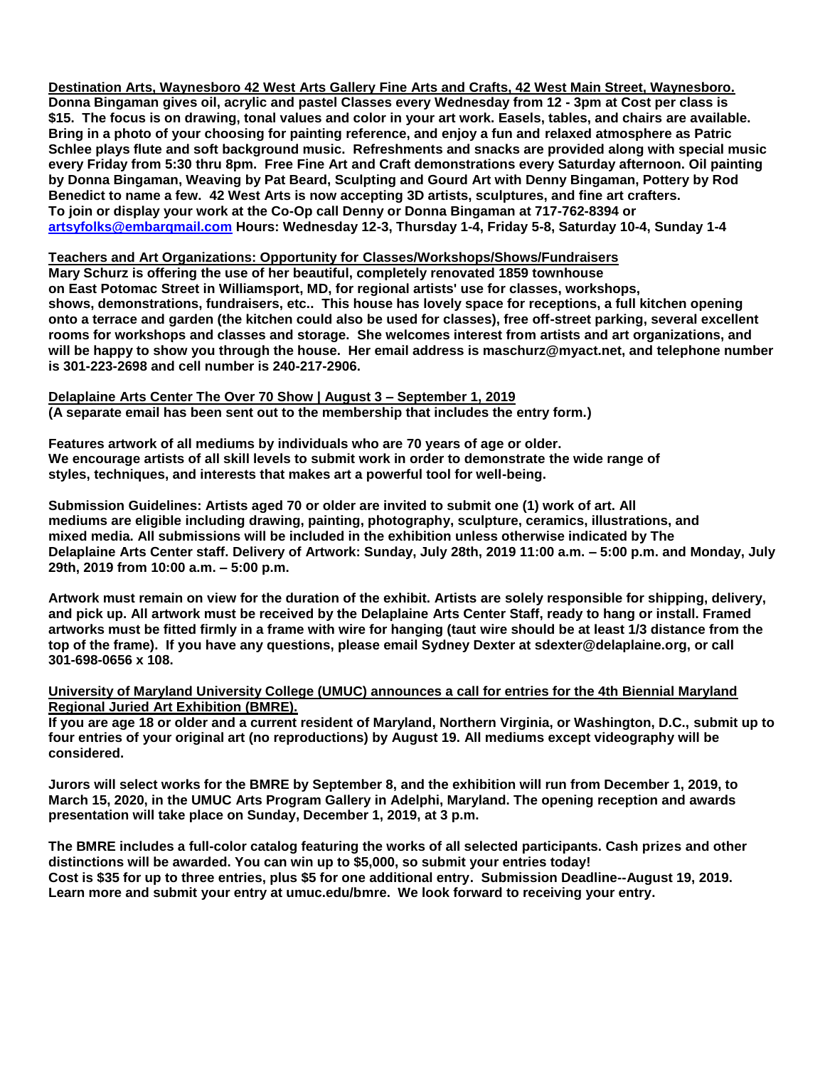**Destination Arts, Waynesboro 42 West Arts Gallery Fine Arts and Crafts, 42 West Main Street, Waynesboro.**
**Donna Bingaman gives oil, acrylic and pastel Classes every Wednesday from 12 - 3pm at Cost per class is $15. The focus is on drawing, tonal values and color in your art work. Easels, tables, and chairs are available. Bring in a photo of your choosing for painting reference, and enjoy a fun and relaxed atmosphere as Patric Schlee plays flute and soft background music. Refreshments and snacks are provided along with special music every Friday from 5:30 thru 8pm. Free Fine Art and Craft demonstrations every Saturday afternoon. Oil painting by Donna Bingaman, Weaving by Pat Beard, Sculpting and Gourd Art with Denny Bingaman, Pottery by Rod Benedict to name a few. 42 West Arts is now accepting 3D artists, sculptures, and fine art crafters. To join or display your work at the Co-Op call Denny or Donna Bingaman at 717-762-8394 or [artsyfolks@embarqmail.com](mailto:artsyfolks@embarqmail.com) Hours: Wednesday 12-3, Thursday 1-4, Friday 5-8, Saturday 10-4, Sunday 1-4**

**Teachers and Art Organizations: Opportunity for Classes/Workshops/Shows/Fundraisers**
**Mary Schurz is offering the use of her beautiful, completely renovated 1859 townhouse on East Potomac Street in Williamsport, MD, for regional artists' use for classes, workshops, shows, demonstrations, fundraisers, etc.. This house has lovely space for receptions, a full kitchen opening onto a terrace and garden (the kitchen could also be used for classes), free off-street parking, several excellent rooms for workshops and classes and storage. She welcomes interest from artists and art organizations, and will be happy to show you through the house. Her email address is maschurz@myact.net, and telephone number is 301-223-2698 and cell number is 240-217-2906.**

**Delaplaine Arts Center The Over 70 Show | August 3 – September 1, 2019**
**(A separate email has been sent out to the membership that includes the entry form.)**

**Features artwork of all mediums by individuals who are 70 years of age or older. We encourage artists of all skill levels to submit work in order to demonstrate the wide range of styles, techniques, and interests that makes art a powerful tool for well-being.**

**Submission Guidelines: Artists aged 70 or older are invited to submit one (1) work of art. All mediums are eligible including drawing, painting, photography, sculpture, ceramics, illustrations, and mixed media. All submissions will be included in the exhibition unless otherwise indicated by The Delaplaine Arts Center staff. Delivery of Artwork: Sunday, July 28th, 2019 11:00 a.m. – 5:00 p.m. and Monday, July 29th, 2019 from 10:00 a.m. – 5:00 p.m.**

**Artwork must remain on view for the duration of the exhibit. Artists are solely responsible for shipping, delivery, and pick up. All artwork must be received by the Delaplaine Arts Center Staff, ready to hang or install. Framed artworks must be fitted firmly in a frame with wire for hanging (taut wire should be at least 1/3 distance from the top of the frame). If you have any questions, please email Sydney Dexter at sdexter@delaplaine.org, or call 301-698-0656 x 108.**

**University of Maryland University College (UMUC) announces a call for entries for the 4th Biennial Maryland Regional Juried Art Exhibition (BMRE).**
**If you are age 18 or older and a current resident of Maryland, Northern Virginia, or Washington, D.C., submit up to four entries of your original art (no reproductions) by August 19. All mediums except videography will be considered.**

**Jurors will select works for the BMRE by September 8, and the exhibition will run from December 1, 2019, to March 15, 2020, in the UMUC Arts Program Gallery in Adelphi, Maryland. The opening reception and awards presentation will take place on Sunday, December 1, 2019, at 3 p.m.**

**The BMRE includes a full-color catalog featuring the works of all selected participants. Cash prizes and other distinctions will be awarded. You can win up to $5,000, so submit your entries today!**
**Cost is $35 for up to three entries, plus $5 for one additional entry. Submission Deadline--August 19, 2019. Learn more and submit your entry at umuc.edu/bmre. We look forward to receiving your entry.**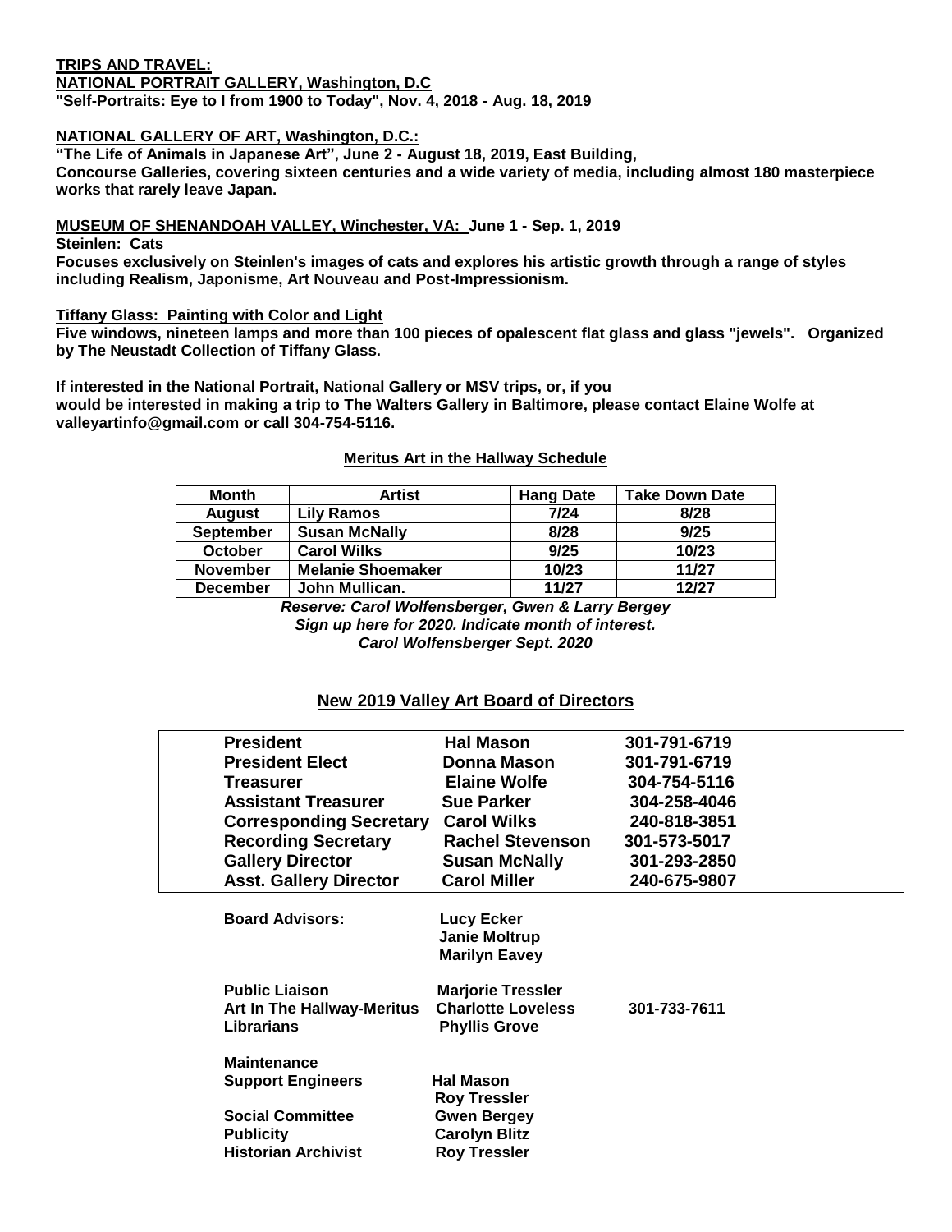**TRIPS AND TRAVEL:**

**NATIONAL PORTRAIT GALLERY, Washington, D.C**

**"Self-Portraits: Eye to I from 1900 to Today", Nov. 4, 2018 - Aug. 18, 2019**

**NATIONAL GALLERY OF ART, Washington, D.C.:**

**"The Life of Animals in Japanese Art", June 2 - August 18, 2019, East Building, Concourse Galleries, covering sixteen centuries and a wide variety of media, including almost 180 masterpiece works that rarely leave Japan.**

**MUSEUM OF SHENANDOAH VALLEY, Winchester, VA: June 1 - Sep. 1, 2019**

**Steinlen: Cats**

**Focuses exclusively on Steinlen's images of cats and explores his artistic growth through a range of styles including Realism, Japonisme, Art Nouveau and Post-Impressionism.**

**Tiffany Glass: Painting with Color and Light**

**Five windows, nineteen lamps and more than 100 pieces of opalescent flat glass and glass "jewels". Organized by The Neustadt Collection of Tiffany Glass.**

**If interested in the National Portrait, National Gallery or MSV trips, or, if you would be interested in making a trip to The Walters Gallery in Baltimore, please contact Elaine Wolfe at valleyartinfo@gmail.com or call 304-754-5116.**

## Meritus Art in the Hallway Schedule

| Month | Artist | Hang Date | Take Down Date |
|---|---|---|---|
| August | Lily Ramos | 7/24 | 8/28 |
| September | Susan McNally | 8/28 | 9/25 |
| October | Carol Wilks | 9/25 | 10/23 |
| November | Melanie Shoemaker | 10/23 | 11/27 |
| December | John Mullican. | 11/27 | 12/27 |

***Reserve: Carol Wolfensberger, Gwen & Larry Bergey***

***Sign up here for 2020. Indicate month of interest.***

***Carol Wolfensberger Sept. 2020***

## New 2019 Valley Art Board of Directors

| | | |
|---|---|---|
| **President** | **Hal Mason** | **301-791-6719** |
| **President Elect** | **Donna Mason** | **301-791-6719** |
| **Treasurer** | **Elaine Wolfe** | **304-754-5116** |
| **Assistant Treasurer** | **Sue Parker** | **304-258-4046** |
| **Corresponding Secretary** | **Carol Wilks** | **240-818-3851** |
| **Recording Secretary** | **Rachel Stevenson** | **301-573-5017** |
| **Gallery Director** | **Susan McNally** | **301-293-2850** |
| **Asst. Gallery Director** | **Carol Miller** | **240-675-9807** |

| | | |
|---|---|---|
| **Board Advisors:** | **Lucy Ecker** | |
| | **Janie Moltrup** | |
| | **Marilyn Eavey** | |
| **Public Liaison** | **Marjorie Tressler** | |
| **Art In The Hallway-Meritus** | **Charlotte Loveless** | **301-733-7611** |
| **Librarians** | **Phyllis Grove** | |
| **Maintenance Support Engineers** | **Hal Mason** | |
| | **Roy Tressler** | |
| **Social Committee** | **Gwen Bergey** | |
| **Publicity** | **Carolyn Blitz** | |
| **Historian Archivist** | **Roy Tressler** | |